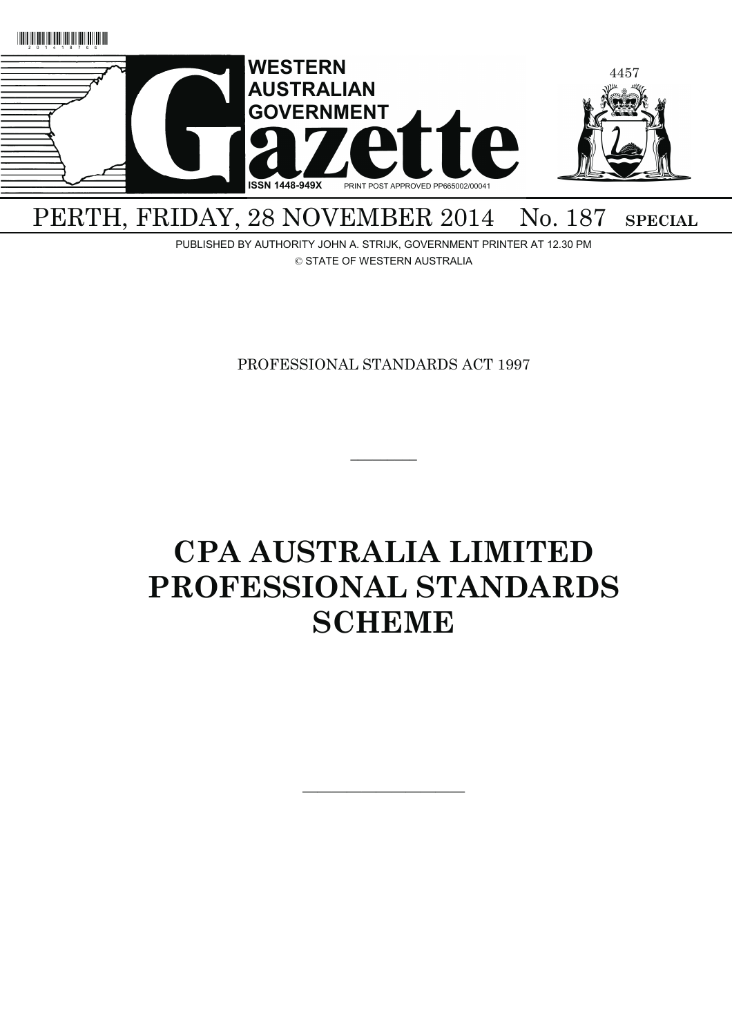# WESTERN AUSTRALIAN GOVERNMENT Gazette

ISSN 1448-949X PRINT POST APPROVED PP665002/00041

PERTH, FRIDAY, 28 NOVEMBER 2014 No. 187 **SPECIAL**

PUBLISHED BY AUTHORITY JOHN A. STRIJK, GOVERNMENT PRINTER AT 12.30 PM
© STATE OF WESTERN AUSTRALIA

PROFESSIONAL STANDARDS ACT 1997

---

# CPA AUSTRALIA LIMITED PROFESSIONAL STANDARDS SCHEME

---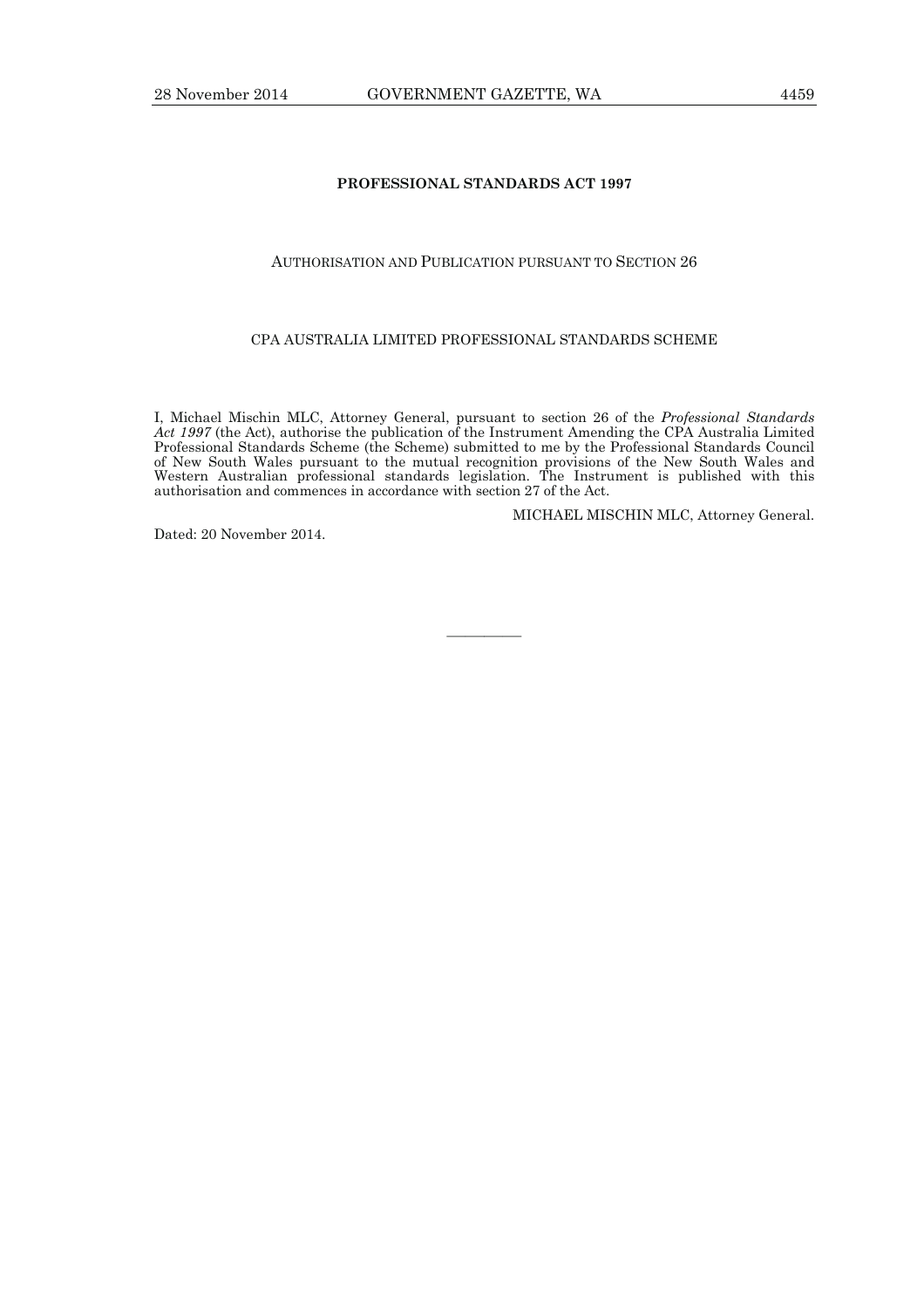**PROFESSIONAL STANDARDS ACT 1997**

AUTHORISATION AND PUBLICATION PURSUANT TO SECTION 26

CPA AUSTRALIA LIMITED PROFESSIONAL STANDARDS SCHEME

I, Michael Mischin MLC, Attorney General, pursuant to section 26 of the *Professional Standards Act 1997* (the Act), authorise the publication of the Instrument Amending the CPA Australia Limited Professional Standards Scheme (the Scheme) submitted to me by the Professional Standards Council of New South Wales pursuant to the mutual recognition provisions of the New South Wales and Western Australian professional standards legislation. The Instrument is published with this authorisation and commences in accordance with section 27 of the Act.

MICHAEL MISCHIN MLC, Attorney General.

Dated: 20 November 2014.

---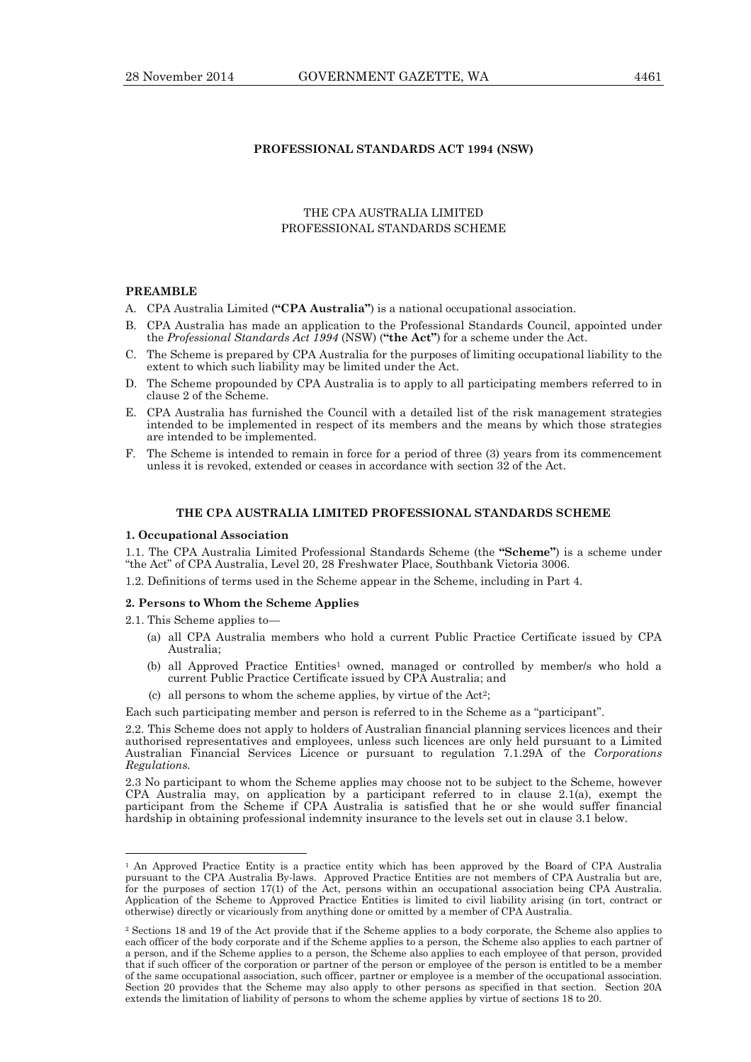**PROFESSIONAL STANDARDS ACT 1994 (NSW)**

THE CPA AUSTRALIA LIMITED
PROFESSIONAL STANDARDS SCHEME

**PREAMBLE**

A. CPA Australia Limited (**"CPA Australia"**) is a national occupational association.

B. CPA Australia has made an application to the Professional Standards Council, appointed under the *Professional Standards Act 1994* (NSW) (**"the Act"**) for a scheme under the Act.

C. The Scheme is prepared by CPA Australia for the purposes of limiting occupational liability to the extent to which such liability may be limited under the Act.

D. The Scheme propounded by CPA Australia is to apply to all participating members referred to in clause 2 of the Scheme.

E. CPA Australia has furnished the Council with a detailed list of the risk management strategies intended to be implemented in respect of its members and the means by which those strategies are intended to be implemented.

F. The Scheme is intended to remain in force for a period of three (3) years from its commencement unless it is revoked, extended or ceases in accordance with section 32 of the Act.

**THE CPA AUSTRALIA LIMITED PROFESSIONAL STANDARDS SCHEME**

**1. Occupational Association**

1.1. The CPA Australia Limited Professional Standards Scheme (the **"Scheme"**) is a scheme under "the Act" of CPA Australia, Level 20, 28 Freshwater Place, Southbank Victoria 3006.

1.2. Definitions of terms used in the Scheme appear in the Scheme, including in Part 4.

**2. Persons to Whom the Scheme Applies**

2.1. This Scheme applies to—

(a) all CPA Australia members who hold a current Public Practice Certificate issued by CPA Australia;

(b) all Approved Practice Entities[1] owned, managed or controlled by member/s who hold a current Public Practice Certificate issued by CPA Australia; and

(c) all persons to whom the scheme applies, by virtue of the Act[2];

Each such participating member and person is referred to in the Scheme as a "participant".

2.2. This Scheme does not apply to holders of Australian financial planning services licences and their authorised representatives and employees, unless such licences are only held pursuant to a Limited Australian Financial Services Licence or pursuant to regulation 7.1.29A of the *Corporations Regulations.*

2.3 No participant to whom the Scheme applies may choose not to be subject to the Scheme, however CPA Australia may, on application by a participant referred to in clause 2.1(a), exempt the participant from the Scheme if CPA Australia is satisfied that he or she would suffer financial hardship in obtaining professional indemnity insurance to the levels set out in clause 3.1 below.

---

[1] An Approved Practice Entity is a practice entity which has been approved by the Board of CPA Australia pursuant to the CPA Australia By-laws. Approved Practice Entities are not members of CPA Australia but are, for the purposes of section 17(1) of the Act, persons within an occupational association being CPA Australia. Application of the Scheme to Approved Practice Entities is limited to civil liability arising (in tort, contract or otherwise) directly or vicariously from anything done or omitted by a member of CPA Australia.

[2] Sections 18 and 19 of the Act provide that if the Scheme applies to a body corporate, the Scheme also applies to each officer of the body corporate and if the Scheme applies to a person, the Scheme also applies to each partner of a person, and if the Scheme applies to a person, the Scheme also applies to each employee of that person, provided that if such officer of the corporation or partner of the person or employee of the person is entitled to be a member of the same occupational association, such officer, partner or employee is a member of the occupational association. Section 20 provides that the Scheme may also apply to other persons as specified in that section. Section 20A extends the limitation of liability of persons to whom the scheme applies by virtue of sections 18 to 20.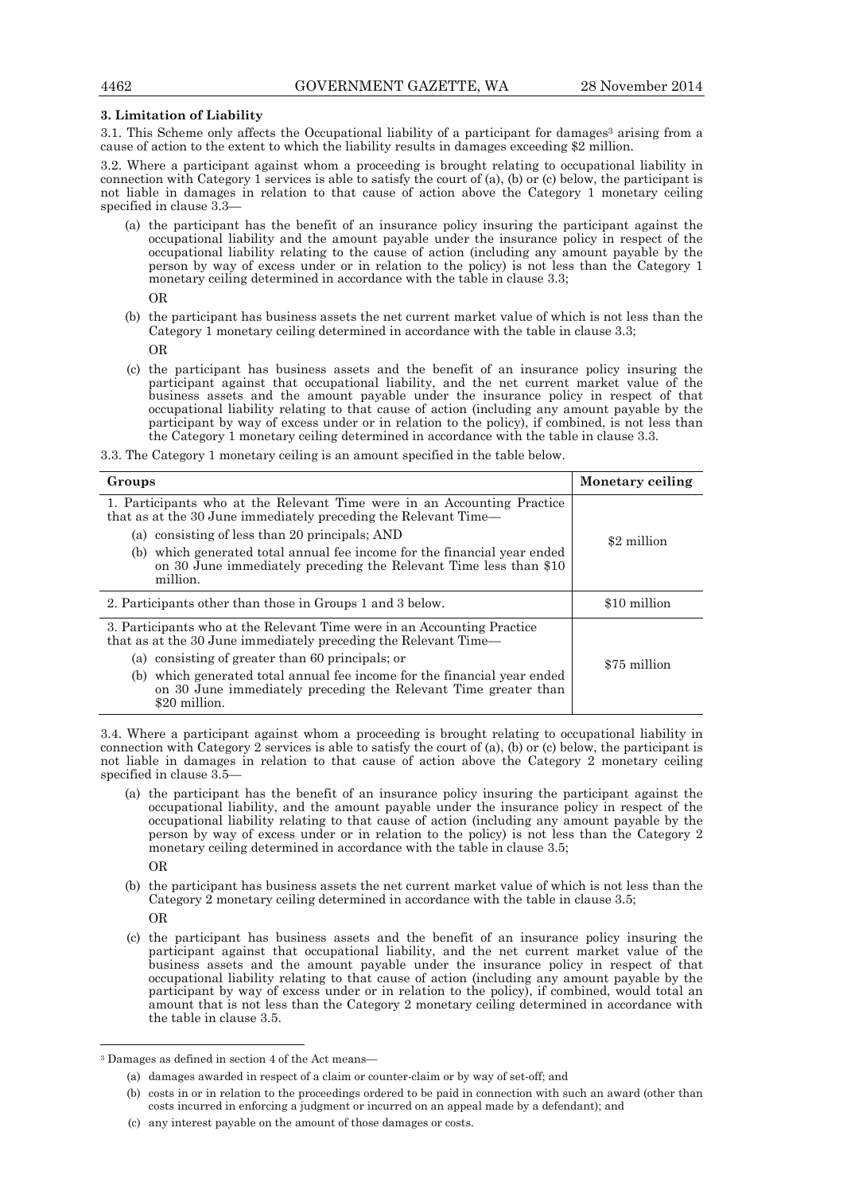### 3. Limitation of Liability

3.1. This Scheme only affects the Occupational liability of a participant for damages[3] arising from a cause of action to the extent to which the liability results in damages exceeding $2 million.

3.2. Where a participant against whom a proceeding is brought relating to occupational liability in connection with Category 1 services is able to satisfy the court of (a), (b) or (c) below, the participant is not liable in damages in relation to that cause of action above the Category 1 monetary ceiling specified in clause 3.3—

(a) the participant has the benefit of an insurance policy insuring the participant against the occupational liability and the amount payable under the insurance policy in respect of the occupational liability relating to the cause of action (including any amount payable by the person by way of excess under or in relation to the policy) is not less than the Category 1 monetary ceiling determined in accordance with the table in clause 3.3;

OR

(b) the participant has business assets the net current market value of which is not less than the Category 1 monetary ceiling determined in accordance with the table in clause 3.3;

OR

(c) the participant has business assets and the benefit of an insurance policy insuring the participant against that occupational liability, and the net current market value of the business assets and the amount payable under the insurance policy in respect of that occupational liability relating to that cause of action (including any amount payable by the participant by way of excess under or in relation to the policy), if combined, is not less than the Category 1 monetary ceiling determined in accordance with the table in clause 3.3.

3.3. The Category 1 monetary ceiling is an amount specified in the table below.

| Groups | Monetary ceiling |
|---|---|
| 1. Participants who at the Relevant Time were in an Accounting Practice that as at the 30 June immediately preceding the Relevant Time— (a) consisting of less than 20 principals; AND (b) which generated total annual fee income for the financial year ended on 30 June immediately preceding the Relevant Time less than $10 million. | $2 million |
| 2. Participants other than those in Groups 1 and 3 below. | $10 million |
| 3. Participants who at the Relevant Time were in an Accounting Practice that as at the 30 June immediately preceding the Relevant Time— (a) consisting of greater than 60 principals; or (b) which generated total annual fee income for the financial year ended on 30 June immediately preceding the Relevant Time greater than $20 million. | $75 million |

3.4. Where a participant against whom a proceeding is brought relating to occupational liability in connection with Category 2 services is able to satisfy the court of (a), (b) or (c) below, the participant is not liable in damages in relation to that cause of action above the Category 2 monetary ceiling specified in clause 3.5—

(a) the participant has the benefit of an insurance policy insuring the participant against the occupational liability, and the amount payable under the insurance policy in respect of the occupational liability relating to that cause of action (including any amount payable by the person by way of excess under or in relation to the policy) is not less than the Category 2 monetary ceiling determined in accordance with the table in clause 3.5;

OR

(b) the participant has business assets the net current market value of which is not less than the Category 2 monetary ceiling determined in accordance with the table in clause 3.5;

OR

(c) the participant has business assets and the benefit of an insurance policy insuring the participant against that occupational liability, and the net current market value of the business assets and the amount payable under the insurance policy in respect of that occupational liability relating to that cause of action (including any amount payable by the participant by way of excess under or in relation to the policy), if combined, would total an amount that is not less than the Category 2 monetary ceiling determined in accordance with the table in clause 3.5.

---

[3] Damages as defined in section 4 of the Act means—

(a) damages awarded in respect of a claim or counter-claim or by way of set-off; and

(b) costs in or in relation to the proceedings ordered to be paid in connection with such an award (other than costs incurred in enforcing a judgment or incurred on an appeal made by a defendant); and

(c) any interest payable on the amount of those damages or costs.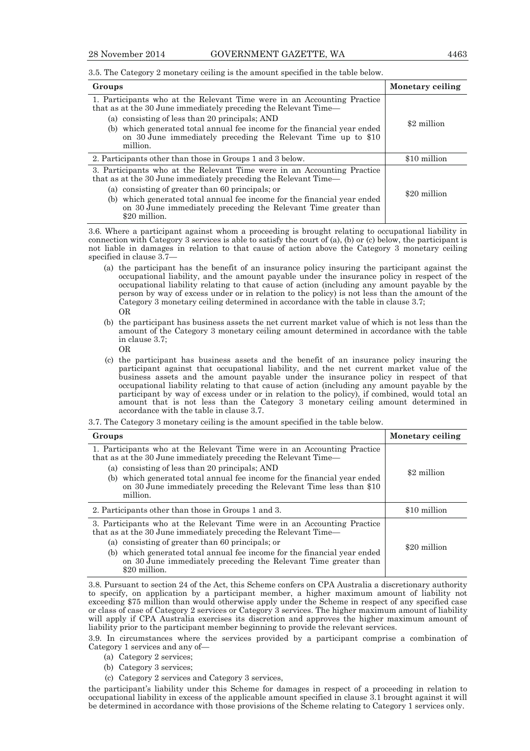3.5. The Category 2 monetary ceiling is the amount specified in the table below.

| Groups | Monetary ceiling |
|---|---|
| 1. Participants who at the Relevant Time were in an Accounting Practice that as at the 30 June immediately preceding the Relevant Time— (a) consisting of less than 20 principals; AND (b) which generated total annual fee income for the financial year ended on 30 June immediately preceding the Relevant Time up to $10 million. | $2 million |
| 2. Participants other than those in Groups 1 and 3 below. | $10 million |
| 3. Participants who at the Relevant Time were in an Accounting Practice that as at the 30 June immediately preceding the Relevant Time— (a) consisting of greater than 60 principals; or (b) which generated total annual fee income for the financial year ended on 30 June immediately preceding the Relevant Time greater than $20 million. | $20 million |

3.6. Where a participant against whom a proceeding is brought relating to occupational liability in connection with Category 3 services is able to satisfy the court of (a), (b) or (c) below, the participant is not liable in damages in relation to that cause of action above the Category 3 monetary ceiling specified in clause 3.7—

(a) the participant has the benefit of an insurance policy insuring the participant against the occupational liability, and the amount payable under the insurance policy in respect of the occupational liability relating to that cause of action (including any amount payable by the person by way of excess under or in relation to the policy) is not less than the amount of the Category 3 monetary ceiling determined in accordance with the table in clause 3.7;
OR

(b) the participant has business assets the net current market value of which is not less than the amount of the Category 3 monetary ceiling amount determined in accordance with the table in clause 3.7;
OR

(c) the participant has business assets and the benefit of an insurance policy insuring the participant against that occupational liability, and the net current market value of the business assets and the amount payable under the insurance policy in respect of that occupational liability relating to that cause of action (including any amount payable by the participant by way of excess under or in relation to the policy), if combined, would total an amount that is not less than the Category 3 monetary ceiling amount determined in accordance with the table in clause 3.7.

3.7. The Category 3 monetary ceiling is the amount specified in the table below.

| Groups | Monetary ceiling |
|---|---|
| 1. Participants who at the Relevant Time were in an Accounting Practice that as at the 30 June immediately preceding the Relevant Time— (a) consisting of less than 20 principals; AND (b) which generated total annual fee income for the financial year ended on 30 June immediately preceding the Relevant Time less than $10 million. | $2 million |
| 2. Participants other than those in Groups 1 and 3. | $10 million |
| 3. Participants who at the Relevant Time were in an Accounting Practice that as at the 30 June immediately preceding the Relevant Time— (a) consisting of greater than 60 principals; or (b) which generated total annual fee income for the financial year ended on 30 June immediately preceding the Relevant Time greater than $20 million. | $20 million |

3.8. Pursuant to section 24 of the Act, this Scheme confers on CPA Australia a discretionary authority to specify, on application by a participant member, a higher maximum amount of liability not exceeding $75 million than would otherwise apply under the Scheme in respect of any specified case or class of case of Category 2 services or Category 3 services. The higher maximum amount of liability will apply if CPA Australia exercises its discretion and approves the higher maximum amount of liability prior to the participant member beginning to provide the relevant services.

3.9. In circumstances where the services provided by a participant comprise a combination of Category 1 services and any of—

(a) Category 2 services;

(b) Category 3 services;

(c) Category 2 services and Category 3 services,

the participant's liability under this Scheme for damages in respect of a proceeding in relation to occupational liability in excess of the applicable amount specified in clause 3.1 brought against it will be determined in accordance with those provisions of the Scheme relating to Category 1 services only.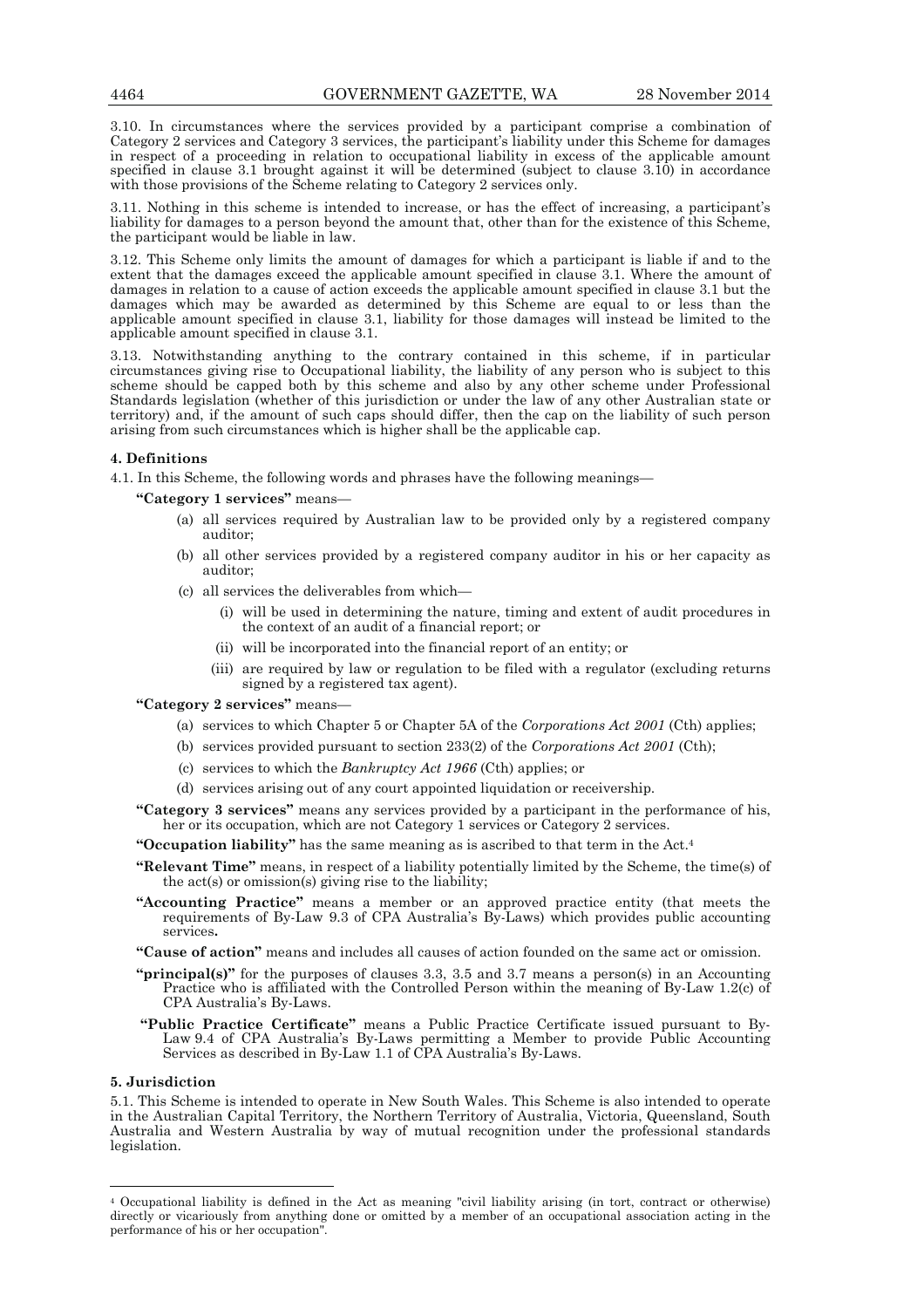3.10. In circumstances where the services provided by a participant comprise a combination of Category 2 services and Category 3 services, the participant's liability under this Scheme for damages in respect of a proceeding in relation to occupational liability in excess of the applicable amount specified in clause 3.1 brought against it will be determined (subject to clause 3.10) in accordance with those provisions of the Scheme relating to Category 2 services only.

3.11. Nothing in this scheme is intended to increase, or has the effect of increasing, a participant's liability for damages to a person beyond the amount that, other than for the existence of this Scheme, the participant would be liable in law.

3.12. This Scheme only limits the amount of damages for which a participant is liable if and to the extent that the damages exceed the applicable amount specified in clause 3.1. Where the amount of damages in relation to a cause of action exceeds the applicable amount specified in clause 3.1 but the damages which may be awarded as determined by this Scheme are equal to or less than the applicable amount specified in clause 3.1, liability for those damages will instead be limited to the applicable amount specified in clause 3.1.

3.13. Notwithstanding anything to the contrary contained in this scheme, if in particular circumstances giving rise to Occupational liability, the liability of any person who is subject to this scheme should be capped both by this scheme and also by any other scheme under Professional Standards legislation (whether of this jurisdiction or under the law of any other Australian state or territory) and, if the amount of such caps should differ, then the cap on the liability of such person arising from such circumstances which is higher shall be the applicable cap.

**4. Definitions**

4.1. In this Scheme, the following words and phrases have the following meanings—

**"Category 1 services"** means—

(a) all services required by Australian law to be provided only by a registered company auditor;

(b) all other services provided by a registered company auditor in his or her capacity as auditor;

(c) all services the deliverables from which—

(i) will be used in determining the nature, timing and extent of audit procedures in the context of an audit of a financial report; or

(ii) will be incorporated into the financial report of an entity; or

(iii) are required by law or regulation to be filed with a regulator (excluding returns signed by a registered tax agent).

**"Category 2 services"** means—

(a) services to which Chapter 5 or Chapter 5A of the *Corporations Act 2001* (Cth) applies;

(b) services provided pursuant to section 233(2) of the *Corporations Act 2001* (Cth);

(c) services to which the *Bankruptcy Act 1966* (Cth) applies; or

(d) services arising out of any court appointed liquidation or receivership.

**"Category 3 services"** means any services provided by a participant in the performance of his, her or its occupation, which are not Category 1 services or Category 2 services.

**"Occupation liability"** has the same meaning as is ascribed to that term in the Act.[4]

**"Relevant Time"** means, in respect of a liability potentially limited by the Scheme, the time(s) of the act(s) or omission(s) giving rise to the liability;

**"Accounting Practice"** means a member or an approved practice entity (that meets the requirements of By-Law 9.3 of CPA Australia's By-Laws) which provides public accounting services**.**

**"Cause of action"** means and includes all causes of action founded on the same act or omission.

**"principal(s)"** for the purposes of clauses 3.3, 3.5 and 3.7 means a person(s) in an Accounting Practice who is affiliated with the Controlled Person within the meaning of By-Law 1.2(c) of CPA Australia's By-Laws.

**"Public Practice Certificate"** means a Public Practice Certificate issued pursuant to By-Law 9.4 of CPA Australia's By-Laws permitting a Member to provide Public Accounting Services as described in By-Law 1.1 of CPA Australia's By-Laws.

**5. Jurisdiction**

5.1. This Scheme is intended to operate in New South Wales. This Scheme is also intended to operate in the Australian Capital Territory, the Northern Territory of Australia, Victoria, Queensland, South Australia and Western Australia by way of mutual recognition under the professional standards legislation.

---

[4] Occupational liability is defined in the Act as meaning "civil liability arising (in tort, contract or otherwise) directly or vicariously from anything done or omitted by a member of an occupational association acting in the performance of his or her occupation".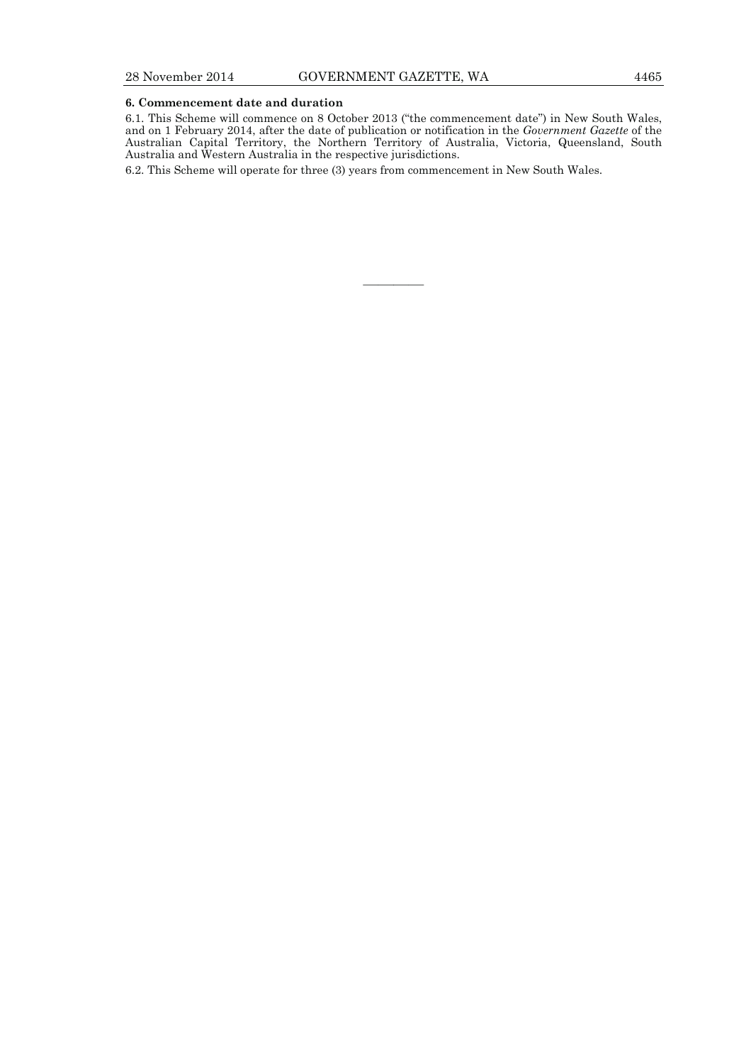**6. Commencement date and duration**

6.1. This Scheme will commence on 8 October 2013 ("the commencement date") in New South Wales, and on 1 February 2014, after the date of publication or notification in the *Government Gazette* of the Australian Capital Territory, the Northern Territory of Australia, Victoria, Queensland, South Australia and Western Australia in the respective jurisdictions.

6.2. This Scheme will operate for three (3) years from commencement in New South Wales.

———————————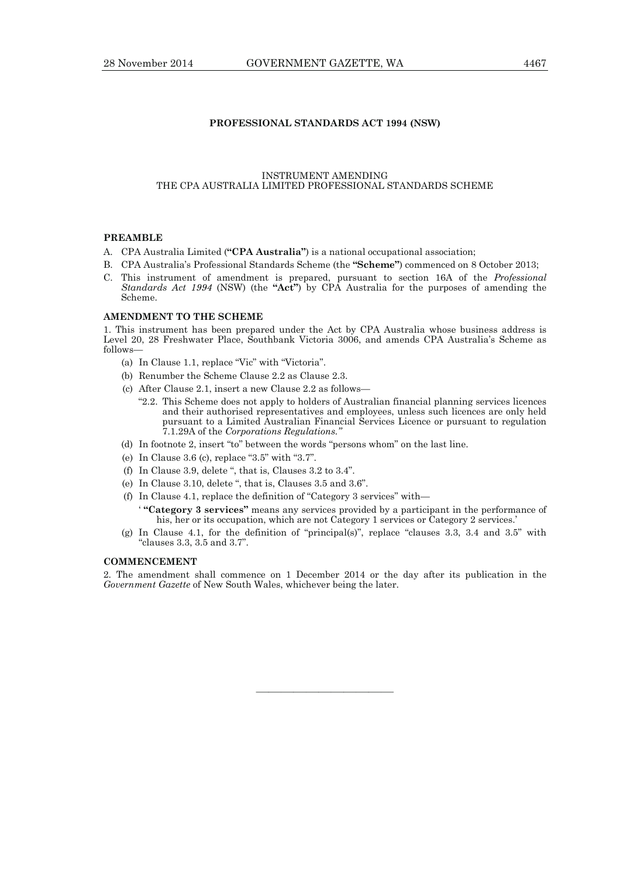**PROFESSIONAL STANDARDS ACT 1994 (NSW)**

INSTRUMENT AMENDING
THE CPA AUSTRALIA LIMITED PROFESSIONAL STANDARDS SCHEME

**PREAMBLE**

A. CPA Australia Limited (**"CPA Australia"**) is a national occupational association;

B. CPA Australia's Professional Standards Scheme (the **"Scheme"**) commenced on 8 October 2013;

C. This instrument of amendment is prepared, pursuant to section 16A of the *Professional Standards Act 1994* (NSW) (the **"Act"**) by CPA Australia for the purposes of amending the Scheme.

**AMENDMENT TO THE SCHEME**

1. This instrument has been prepared under the Act by CPA Australia whose business address is Level 20, 28 Freshwater Place, Southbank Victoria 3006, and amends CPA Australia's Scheme as follows—

(a) In Clause 1.1, replace "Vic" with "Victoria".

(b) Renumber the Scheme Clause 2.2 as Clause 2.3.

(c) After Clause 2.1, insert a new Clause 2.2 as follows—

"2.2. This Scheme does not apply to holders of Australian financial planning services licences and their authorised representatives and employees, unless such licences are only held pursuant to a Limited Australian Financial Services Licence or pursuant to regulation 7.1.29A of the *Corporations Regulations."*

(d) In footnote 2, insert "to" between the words "persons whom" on the last line.

(e) In Clause 3.6 (c), replace "3.5" with "3.7".

(f) In Clause 3.9, delete ", that is, Clauses 3.2 to 3.4".

(e) In Clause 3.10, delete ", that is, Clauses 3.5 and 3.6".

(f) In Clause 4.1, replace the definition of "Category 3 services" with—

' **"Category 3 services"** means any services provided by a participant in the performance of his, her or its occupation, which are not Category 1 services or Category 2 services.'

(g) In Clause 4.1, for the definition of "principal(s)", replace "clauses 3.3, 3.4 and 3.5" with "clauses 3.3, 3.5 and 3.7".

**COMMENCEMENT**

2. The amendment shall commence on 1 December 2014 or the day after its publication in the *Government Gazette* of New South Wales, whichever being the later.

---